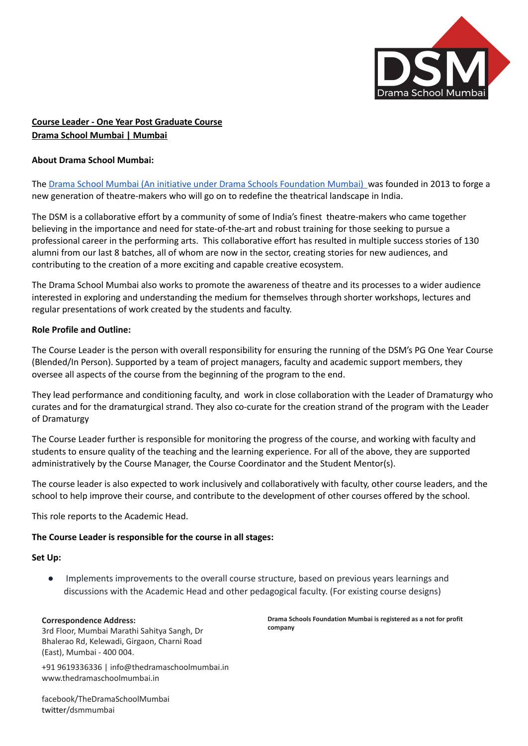**Course Leader - One Year Post Graduate Course**
**Drama School Mumbai | Mumbai**

**About Drama School Mumbai:**

The Drama School Mumbai (An initiative under Drama Schools Foundation Mumbai) was founded in 2013 to forge a new generation of theatre-makers who will go on to redefine the theatrical landscape in India.

The DSM is a collaborative effort by a community of some of India's finest theatre-makers who came together believing in the importance and need for state-of-the-art and robust training for those seeking to pursue a professional career in the performing arts. This collaborative effort has resulted in multiple success stories of 130 alumni from our last 8 batches, all of whom are now in the sector, creating stories for new audiences, and contributing to the creation of a more exciting and capable creative ecosystem.

The Drama School Mumbai also works to promote the awareness of theatre and its processes to a wider audience interested in exploring and understanding the medium for themselves through shorter workshops, lectures and regular presentations of work created by the students and faculty.

**Role Profile and Outline:**

The Course Leader is the person with overall responsibility for ensuring the running of the DSM's PG One Year Course (Blended/In Person). Supported by a team of project managers, faculty and academic support members, they oversee all aspects of the course from the beginning of the program to the end.

They lead performance and conditioning faculty, and work in close collaboration with the Leader of Dramaturgy who curates and for the dramaturgical strand. They also co-curate for the creation strand of the program with the Leader of Dramaturgy

The Course Leader further is responsible for monitoring the progress of the course, and working with faculty and students to ensure quality of the teaching and the learning experience. For all of the above, they are supported administratively by the Course Manager, the Course Coordinator and the Student Mentor(s).

The course leader is also expected to work inclusively and collaboratively with faculty, other course leaders, and the school to help improve their course, and contribute to the development of other courses offered by the school.

This role reports to the Academic Head.

**The Course Leader is responsible for the course in all stages:**

**Set Up:**

- Implements improvements to the overall course structure, based on previous years learnings and discussions with the Academic Head and other pedagogical faculty. (For existing course designs)

**Correspondence Address:**
3rd Floor, Mumbai Marathi Sahitya Sangh, Dr Bhalerao Rd, Kelewadi, Girgaon, Charni Road (East), Mumbai - 400 004.

+91 9619336336 | info@thedramaschoolmumbai.in
www.thedramaschoolmumbai.in

facebook/TheDramaSchoolMumbai
twitter/dsmmumbai

**Drama Schools Foundation Mumbai is registered as a not for profit company**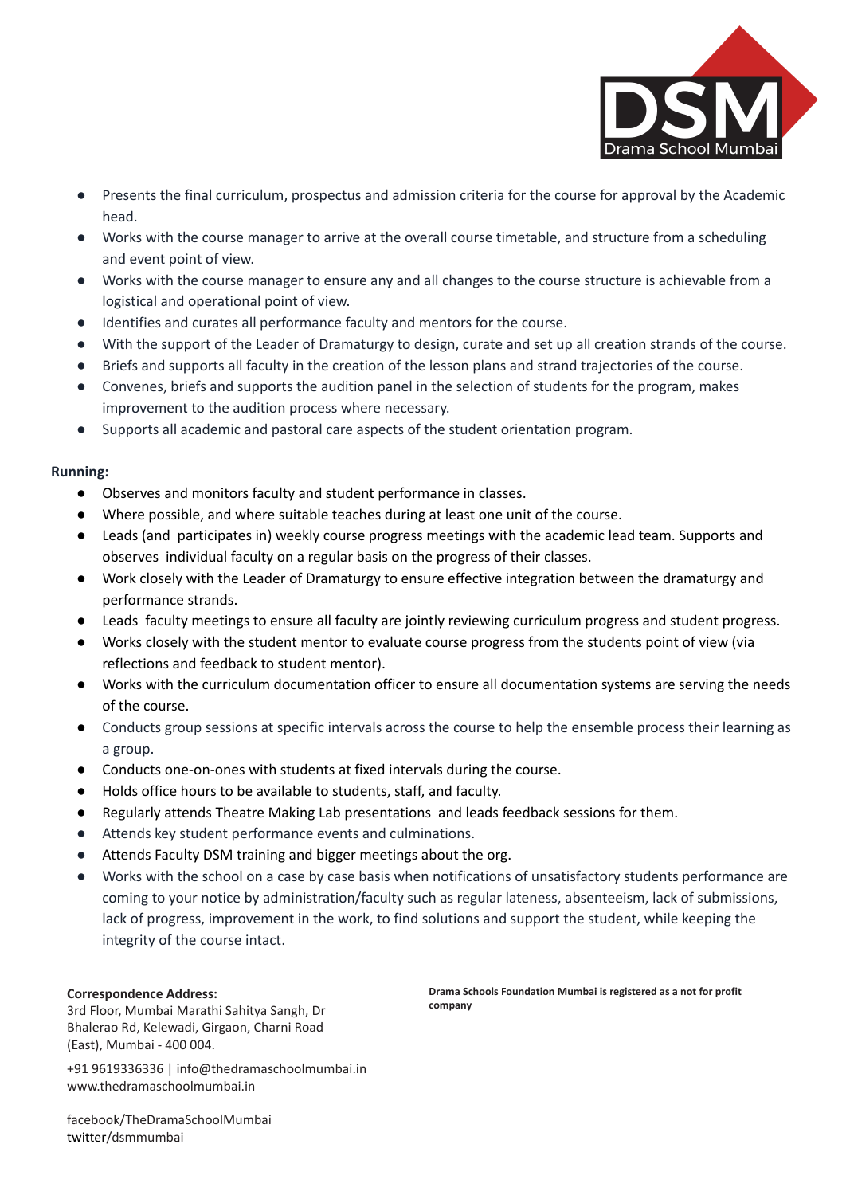- Presents the final curriculum, prospectus and admission criteria for the course for approval by the Academic head.
- Works with the course manager to arrive at the overall course timetable, and structure from a scheduling and event point of view.
- Works with the course manager to ensure any and all changes to the course structure is achievable from a logistical and operational point of view.
- Identifies and curates all performance faculty and mentors for the course.
- With the support of the Leader of Dramaturgy to design, curate and set up all creation strands of the course.
- Briefs and supports all faculty in the creation of the lesson plans and strand trajectories of the course.
- Convenes, briefs and supports the audition panel in the selection of students for the program, makes improvement to the audition process where necessary.
- Supports all academic and pastoral care aspects of the student orientation program.

**Running:**

- Observes and monitors faculty and student performance in classes.
- Where possible, and where suitable teaches during at least one unit of the course.
- Leads (and participates in) weekly course progress meetings with the academic lead team. Supports and observes individual faculty on a regular basis on the progress of their classes.
- Work closely with the Leader of Dramaturgy to ensure effective integration between the dramaturgy and performance strands.
- Leads faculty meetings to ensure all faculty are jointly reviewing curriculum progress and student progress.
- Works closely with the student mentor to evaluate course progress from the students point of view (via reflections and feedback to student mentor).
- Works with the curriculum documentation officer to ensure all documentation systems are serving the needs of the course.
- Conducts group sessions at specific intervals across the course to help the ensemble process their learning as a group.
- Conducts one-on-ones with students at fixed intervals during the course.
- Holds office hours to be available to students, staff, and faculty.
- Regularly attends Theatre Making Lab presentations and leads feedback sessions for them.
- Attends key student performance events and culminations.
- Attends Faculty DSM training and bigger meetings about the org.
- Works with the school on a case by case basis when notifications of unsatisfactory students performance are coming to your notice by administration/faculty such as regular lateness, absenteeism, lack of submissions, lack of progress, improvement in the work, to find solutions and support the student, while keeping the integrity of the course intact.

**Correspondence Address:**
3rd Floor, Mumbai Marathi Sahitya Sangh, Dr Bhalerao Rd, Kelewadi, Girgaon, Charni Road (East), Mumbai - 400 004.

+91 9619336336 | info@thedramaschoolmumbai.in
www.thedramaschoolmumbai.in

facebook/TheDramaSchoolMumbai
twitter/dsmmumbai

**Drama Schools Foundation Mumbai is registered as a not for profit company**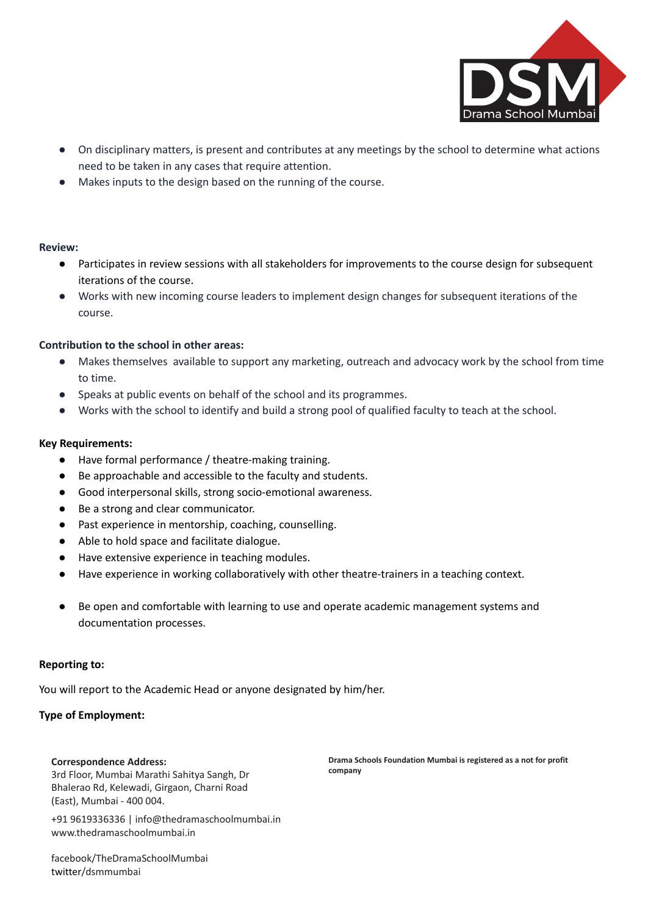- On disciplinary matters, is present and contributes at any meetings by the school to determine what actions need to be taken in any cases that require attention.
- Makes inputs to the design based on the running of the course.

**Review:**

- Participates in review sessions with all stakeholders for improvements to the course design for subsequent iterations of the course.
- Works with new incoming course leaders to implement design changes for subsequent iterations of the course.

**Contribution to the school in other areas:**

- Makes themselves available to support any marketing, outreach and advocacy work by the school from time to time.
- Speaks at public events on behalf of the school and its programmes.
- Works with the school to identify and build a strong pool of qualified faculty to teach at the school.

**Key Requirements:**

- Have formal performance / theatre-making training.
- Be approachable and accessible to the faculty and students.
- Good interpersonal skills, strong socio-emotional awareness.
- Be a strong and clear communicator.
- Past experience in mentorship, coaching, counselling.
- Able to hold space and facilitate dialogue.
- Have extensive experience in teaching modules.
- Have experience in working collaboratively with other theatre-trainers in a teaching context.
- Be open and comfortable with learning to use and operate academic management systems and documentation processes.

**Reporting to:**

You will report to the Academic Head or anyone designated by him/her.

**Type of Employment:**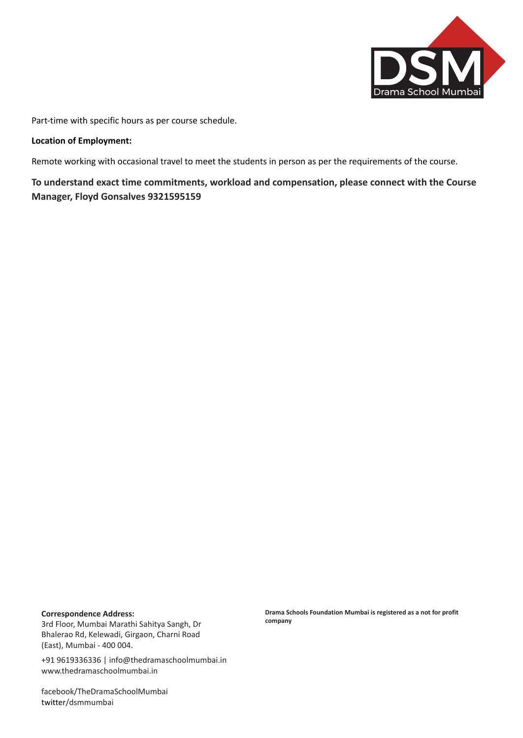Part-time with specific hours as per course schedule.

**Location of Employment:**

Remote working with occasional travel to meet the students in person as per the requirements of the course.

**To understand exact time commitments, workload and compensation, please connect with the Course Manager, Floyd Gonsalves 9321595159**

**Correspondence Address:**
3rd Floor, Mumbai Marathi Sahitya Sangh, Dr Bhalerao Rd, Kelewadi, Girgaon, Charni Road (East), Mumbai - 400 004.

+91 9619336336 | info@thedramaschoolmumbai.in
www.thedramaschoolmumbai.in

facebook/TheDramaSchoolMumbai
twitter/dsmmumbai

**Drama Schools Foundation Mumbai is registered as a not for profit company**